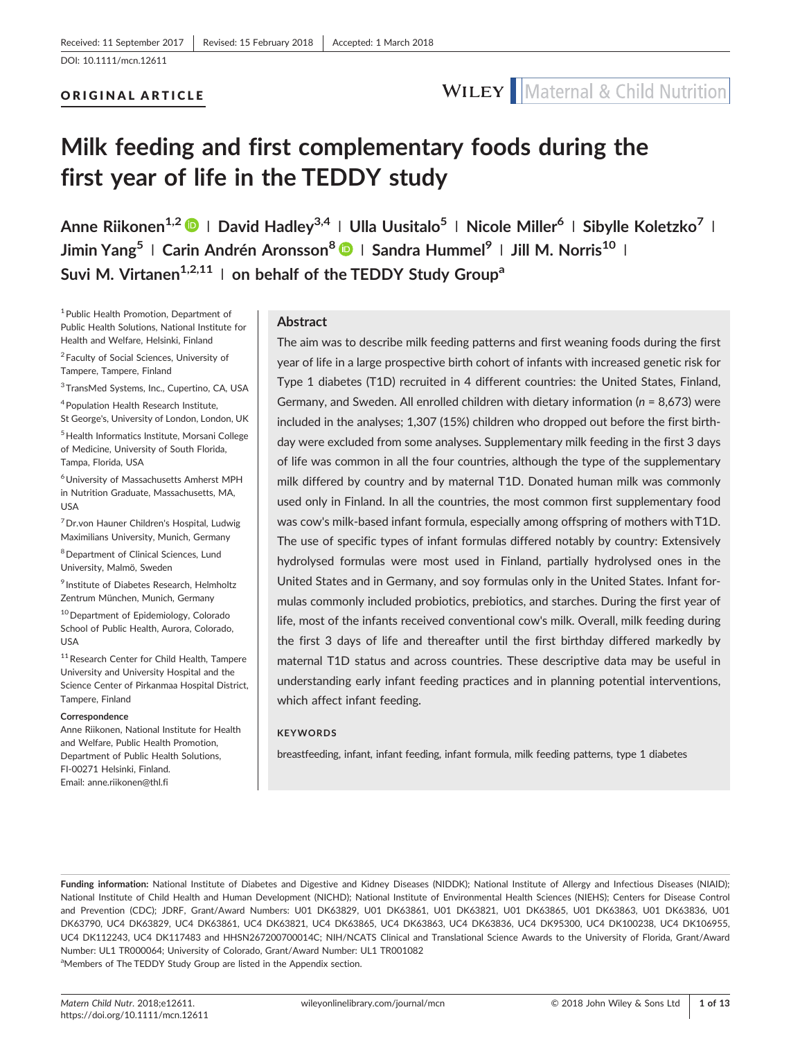Received: 11 September 2017 | Revised: 15 February 2018 | Accepted: 1 March 2018

DOI: 10.1111/mcn.12611

ORIGINAL ARTICLE

# Milk feeding and first complementary foods during the first year of life in the TEDDY study

**Anne Riikonen[1,2] | David Hadley[3,4] | Ulla Uusitalo[5] | Nicole Miller[6] | Sibylle Koletzko[7] | Jimin Yang[5] | Carin Andrén Aronsson[8] | Sandra Hummel[9] | Jill M. Norris[10] | Suvi M. Virtanen[1,2,11] | on behalf of the TEDDY Study Group[a]**

[1] Public Health Promotion, Department of Public Health Solutions, National Institute for Health and Welfare, Helsinki, Finland

[2] Faculty of Social Sciences, University of Tampere, Tampere, Finland

[3] TransMed Systems, Inc., Cupertino, CA, USA

[4] Population Health Research Institute, St George's, University of London, London, UK

[5] Health Informatics Institute, Morsani College of Medicine, University of South Florida, Tampa, Florida, USA

[6] University of Massachusetts Amherst MPH in Nutrition Graduate, Massachusetts, MA, USA

[7] Dr.von Hauner Children's Hospital, Ludwig Maximilians University, Munich, Germany

[8] Department of Clinical Sciences, Lund University, Malmö, Sweden

[9] Institute of Diabetes Research, Helmholtz Zentrum München, Munich, Germany

[10] Department of Epidemiology, Colorado School of Public Health, Aurora, Colorado, USA

[11] Research Center for Child Health, Tampere University and University Hospital and the Science Center of Pirkanmaa Hospital District, Tampere, Finland

**Correspondence**
Anne Riikonen, National Institute for Health and Welfare, Public Health Promotion, Department of Public Health Solutions, FI-00271 Helsinki, Finland.
Email: anne.riikonen@thl.fi

## Abstract

The aim was to describe milk feeding patterns and first weaning foods during the first year of life in a large prospective birth cohort of infants with increased genetic risk for Type 1 diabetes (T1D) recruited in 4 different countries: the United States, Finland, Germany, and Sweden. All enrolled children with dietary information ($n$ = 8,673) were included in the analyses; 1,307 (15%) children who dropped out before the first birthday were excluded from some analyses. Supplementary milk feeding in the first 3 days of life was common in all the four countries, although the type of the supplementary milk differed by country and by maternal T1D. Donated human milk was commonly used only in Finland. In all the countries, the most common first supplementary food was cow's milk-based infant formula, especially among offspring of mothers with T1D. The use of specific types of infant formulas differed notably by country: Extensively hydrolysed formulas were most used in Finland, partially hydrolysed ones in the United States and in Germany, and soy formulas only in the United States. Infant formulas commonly included probiotics, prebiotics, and starches. During the first year of life, most of the infants received conventional cow's milk. Overall, milk feeding during the first 3 days of life and thereafter until the first birthday differed markedly by maternal T1D status and across countries. These descriptive data may be useful in understanding early infant feeding practices and in planning potential interventions, which affect infant feeding.

**KEYWORDS**

breastfeeding, infant, infant feeding, infant formula, milk feeding patterns, type 1 diabetes

**Funding information:** National Institute of Diabetes and Digestive and Kidney Diseases (NIDDK); National Institute of Allergy and Infectious Diseases (NIAID); National Institute of Child Health and Human Development (NICHD); National Institute of Environmental Health Sciences (NIEHS); Centers for Disease Control and Prevention (CDC); JDRF, Grant/Award Numbers: U01 DK63829, U01 DK63861, U01 DK63821, U01 DK63865, U01 DK63863, U01 DK63836, U01 DK63790, UC4 DK63829, UC4 DK63861, UC4 DK63821, UC4 DK63865, UC4 DK63863, UC4 DK63836, UC4 DK95300, UC4 DK100238, UC4 DK106955, UC4 DK112243, UC4 DK117483 and HHSN267200700014C; NIH/NCATS Clinical and Translational Science Awards to the University of Florida, Grant/Award Number: UL1 TR000064; University of Colorado, Grant/Award Number: UL1 TR001082

[a] Members of The TEDDY Study Group are listed in the Appendix section.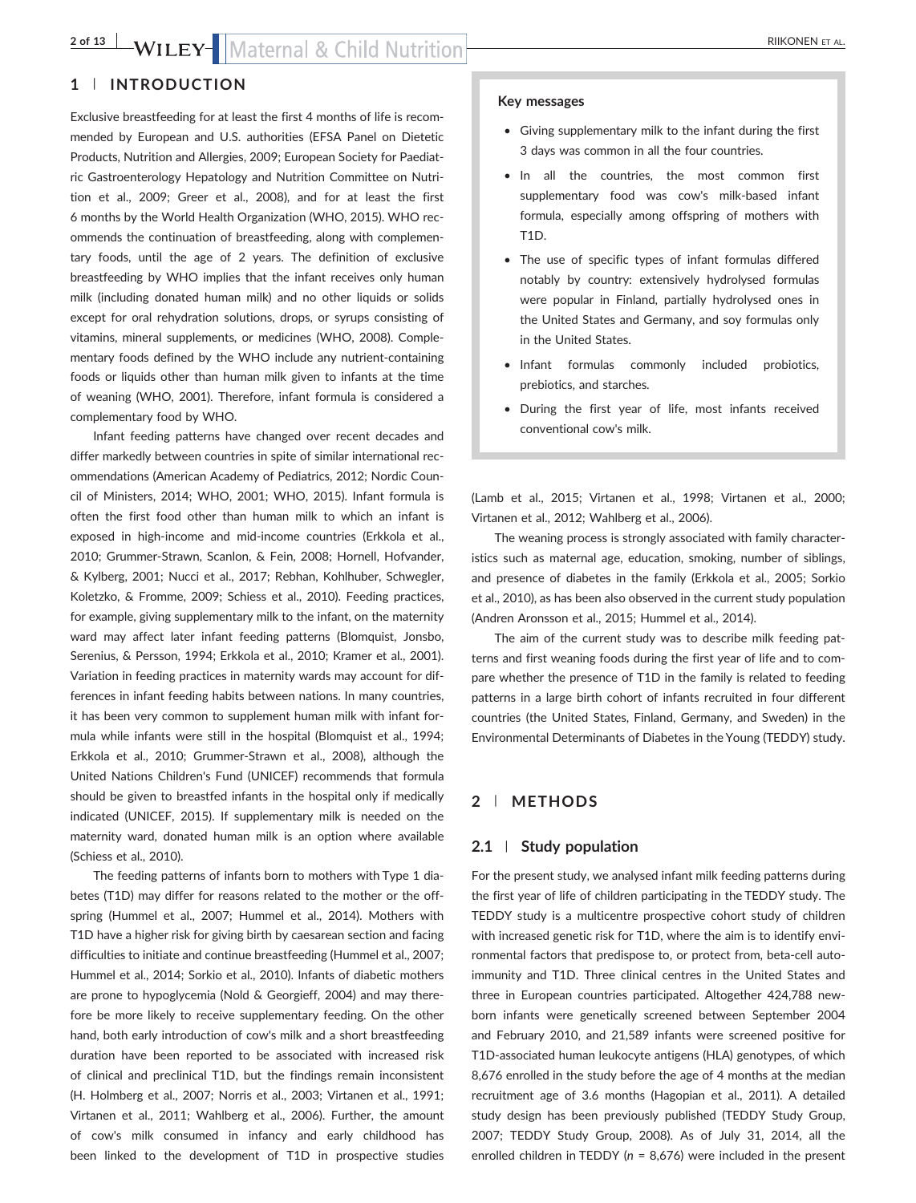## 1 | INTRODUCTION

Exclusive breastfeeding for at least the first 4 months of life is recommended by European and U.S. authorities (EFSA Panel on Dietetic Products, Nutrition and Allergies, 2009; European Society for Paediatric Gastroenterology Hepatology and Nutrition Committee on Nutrition et al., 2009; Greer et al., 2008), and for at least the first 6 months by the World Health Organization (WHO, 2015). WHO recommends the continuation of breastfeeding, along with complementary foods, until the age of 2 years. The definition of exclusive breastfeeding by WHO implies that the infant receives only human milk (including donated human milk) and no other liquids or solids except for oral rehydration solutions, drops, or syrups consisting of vitamins, mineral supplements, or medicines (WHO, 2008). Complementary foods defined by the WHO include any nutrient-containing foods or liquids other than human milk given to infants at the time of weaning (WHO, 2001). Therefore, infant formula is considered a complementary food by WHO.

Infant feeding patterns have changed over recent decades and differ markedly between countries in spite of similar international recommendations (American Academy of Pediatrics, 2012; Nordic Council of Ministers, 2014; WHO, 2001; WHO, 2015). Infant formula is often the first food other than human milk to which an infant is exposed in high-income and mid-income countries (Erkkola et al., 2010; Grummer-Strawn, Scanlon, & Fein, 2008; Hornell, Hofvander, & Kylberg, 2001; Nucci et al., 2017; Rebhan, Kohlhuber, Schwegler, Koletzko, & Fromme, 2009; Schiess et al., 2010). Feeding practices, for example, giving supplementary milk to the infant, on the maternity ward may affect later infant feeding patterns (Blomquist, Jonsbo, Serenius, & Persson, 1994; Erkkola et al., 2010; Kramer et al., 2001). Variation in feeding practices in maternity wards may account for differences in infant feeding habits between nations. In many countries, it has been very common to supplement human milk with infant formula while infants were still in the hospital (Blomquist et al., 1994; Erkkola et al., 2010; Grummer-Strawn et al., 2008), although the United Nations Children's Fund (UNICEF) recommends that formula should be given to breastfed infants in the hospital only if medically indicated (UNICEF, 2015). If supplementary milk is needed on the maternity ward, donated human milk is an option where available (Schiess et al., 2010).

The feeding patterns of infants born to mothers with Type 1 diabetes (T1D) may differ for reasons related to the mother or the offspring (Hummel et al., 2007; Hummel et al., 2014). Mothers with T1D have a higher risk for giving birth by caesarean section and facing difficulties to initiate and continue breastfeeding (Hummel et al., 2007; Hummel et al., 2014; Sorkio et al., 2010). Infants of diabetic mothers are prone to hypoglycemia (Nold & Georgieff, 2004) and may therefore be more likely to receive supplementary feeding. On the other hand, both early introduction of cow's milk and a short breastfeeding duration have been reported to be associated with increased risk of clinical and preclinical T1D, but the findings remain inconsistent (H. Holmberg et al., 2007; Norris et al., 2003; Virtanen et al., 1991; Virtanen et al., 2011; Wahlberg et al., 2006). Further, the amount of cow's milk consumed in infancy and early childhood has been linked to the development of T1D in prospective studies (Lamb et al., 2015; Virtanen et al., 1998; Virtanen et al., 2000; Virtanen et al., 2012; Wahlberg et al., 2006).

The weaning process is strongly associated with family characteristics such as maternal age, education, smoking, number of siblings, and presence of diabetes in the family (Erkkola et al., 2005; Sorkio et al., 2010), as has been also observed in the current study population (Andren Aronsson et al., 2015; Hummel et al., 2014).

The aim of the current study was to describe milk feeding patterns and first weaning foods during the first year of life and to compare whether the presence of T1D in the family is related to feeding patterns in a large birth cohort of infants recruited in four different countries (the United States, Finland, Germany, and Sweden) in the Environmental Determinants of Diabetes in the Young (TEDDY) study.

**Key messages**

- Giving supplementary milk to the infant during the first 3 days was common in all the four countries.
- In all the countries, the most common first supplementary food was cow's milk-based infant formula, especially among offspring of mothers with T1D.
- The use of specific types of infant formulas differed notably by country: extensively hydrolysed formulas were popular in Finland, partially hydrolysed ones in the United States and Germany, and soy formulas only in the United States.
- Infant formulas commonly included probiotics, prebiotics, and starches.
- During the first year of life, most infants received conventional cow's milk.

## 2 | METHODS

### 2.1 | Study population

For the present study, we analysed infant milk feeding patterns during the first year of life of children participating in the TEDDY study. The TEDDY study is a multicentre prospective cohort study of children with increased genetic risk for T1D, where the aim is to identify environmental factors that predispose to, or protect from, beta-cell autoimmunity and T1D. Three clinical centres in the United States and three in European countries participated. Altogether 424,788 newborn infants were genetically screened between September 2004 and February 2010, and 21,589 infants were screened positive for T1D-associated human leukocyte antigens (HLA) genotypes, of which 8,676 enrolled in the study before the age of 4 months at the median recruitment age of 3.6 months (Hagopian et al., 2011). A detailed study design has been previously published (TEDDY Study Group, 2007; TEDDY Study Group, 2008). As of July 31, 2014, all the enrolled children in TEDDY (*n* = 8,676) were included in the present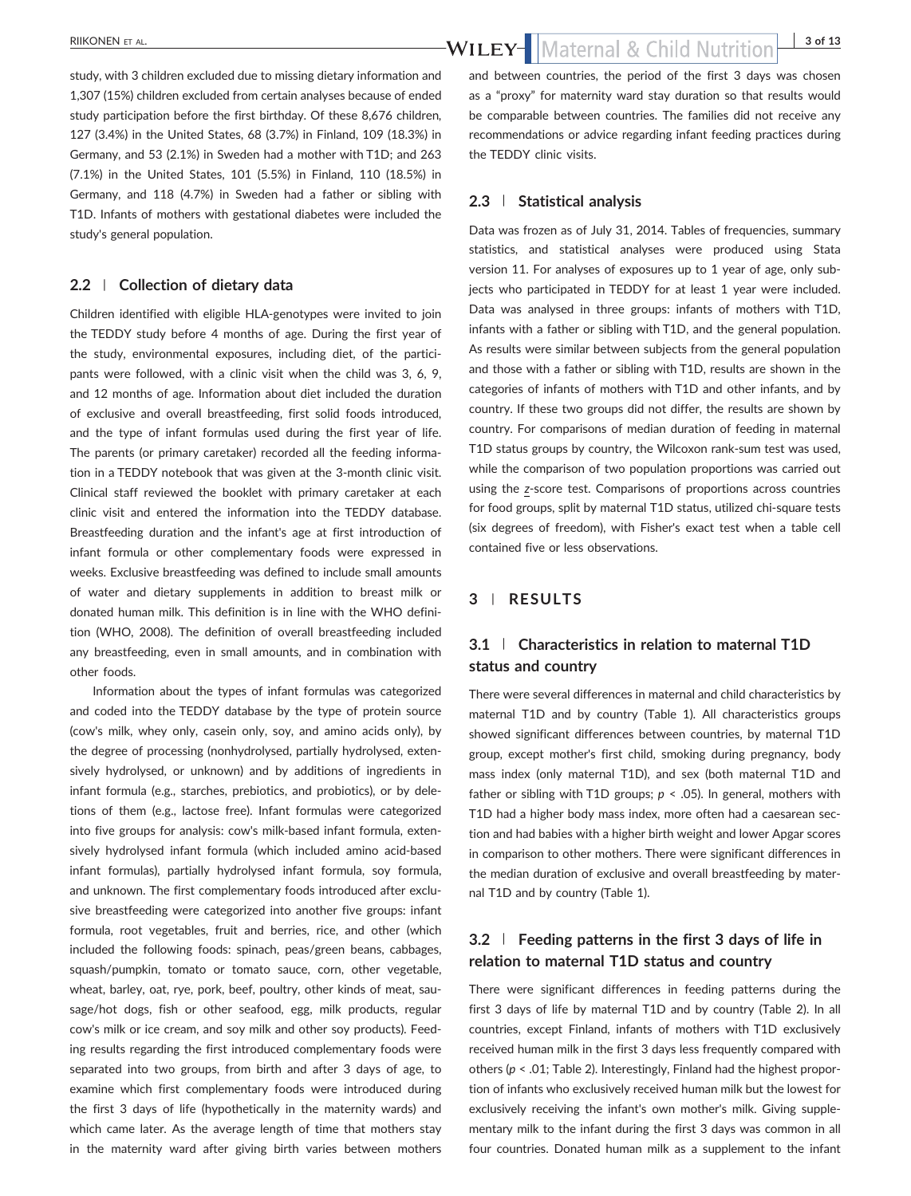study, with 3 children excluded due to missing dietary information and 1,307 (15%) children excluded from certain analyses because of ended study participation before the first birthday. Of these 8,676 children, 127 (3.4%) in the United States, 68 (3.7%) in Finland, 109 (18.3%) in Germany, and 53 (2.1%) in Sweden had a mother with T1D; and 263 (7.1%) in the United States, 101 (5.5%) in Finland, 110 (18.5%) in Germany, and 118 (4.7%) in Sweden had a father or sibling with T1D. Infants of mothers with gestational diabetes were included the study's general population.

## 2.2 | Collection of dietary data

Children identified with eligible HLA-genotypes were invited to join the TEDDY study before 4 months of age. During the first year of the study, environmental exposures, including diet, of the participants were followed, with a clinic visit when the child was 3, 6, 9, and 12 months of age. Information about diet included the duration of exclusive and overall breastfeeding, first solid foods introduced, and the type of infant formulas used during the first year of life. The parents (or primary caretaker) recorded all the feeding information in a TEDDY notebook that was given at the 3-month clinic visit. Clinical staff reviewed the booklet with primary caretaker at each clinic visit and entered the information into the TEDDY database. Breastfeeding duration and the infant's age at first introduction of infant formula or other complementary foods were expressed in weeks. Exclusive breastfeeding was defined to include small amounts of water and dietary supplements in addition to breast milk or donated human milk. This definition is in line with the WHO definition (WHO, 2008). The definition of overall breastfeeding included any breastfeeding, even in small amounts, and in combination with other foods.

Information about the types of infant formulas was categorized and coded into the TEDDY database by the type of protein source (cow's milk, whey only, casein only, soy, and amino acids only), by the degree of processing (nonhydrolysed, partially hydrolysed, extensively hydrolysed, or unknown) and by additions of ingredients in infant formula (e.g., starches, prebiotics, and probiotics), or by deletions of them (e.g., lactose free). Infant formulas were categorized into five groups for analysis: cow's milk-based infant formula, extensively hydrolysed infant formula (which included amino acid-based infant formulas), partially hydrolysed infant formula, soy formula, and unknown. The first complementary foods introduced after exclusive breastfeeding were categorized into another five groups: infant formula, root vegetables, fruit and berries, rice, and other (which included the following foods: spinach, peas/green beans, cabbages, squash/pumpkin, tomato or tomato sauce, corn, other vegetable, wheat, barley, oat, rye, pork, beef, poultry, other kinds of meat, sausage/hot dogs, fish or other seafood, egg, milk products, regular cow's milk or ice cream, and soy milk and other soy products). Feeding results regarding the first introduced complementary foods were separated into two groups, from birth and after 3 days of age, to examine which first complementary foods were introduced during the first 3 days of life (hypothetically in the maternity wards) and which came later. As the average length of time that mothers stay in the maternity ward after giving birth varies between mothers and between countries, the period of the first 3 days was chosen as a "proxy" for maternity ward stay duration so that results would be comparable between countries. The families did not receive any recommendations or advice regarding infant feeding practices during the TEDDY clinic visits.

## 2.3 | Statistical analysis

Data was frozen as of July 31, 2014. Tables of frequencies, summary statistics, and statistical analyses were produced using Stata version 11. For analyses of exposures up to 1 year of age, only subjects who participated in TEDDY for at least 1 year were included. Data was analysed in three groups: infants of mothers with T1D, infants with a father or sibling with T1D, and the general population. As results were similar between subjects from the general population and those with a father or sibling with T1D, results are shown in the categories of infants of mothers with T1D and other infants, and by country. If these two groups did not differ, the results are shown by country. For comparisons of median duration of feeding in maternal T1D status groups by country, the Wilcoxon rank-sum test was used, while the comparison of two population proportions was carried out using the $z$-score test. Comparisons of proportions across countries for food groups, split by maternal T1D status, utilized chi-square tests (six degrees of freedom), with Fisher's exact test when a table cell contained five or less observations.

# 3 | RESULTS

## 3.1 | Characteristics in relation to maternal T1D status and country

There were several differences in maternal and child characteristics by maternal T1D and by country (Table 1). All characteristics groups showed significant differences between countries, by maternal T1D group, except mother's first child, smoking during pregnancy, body mass index (only maternal T1D), and sex (both maternal T1D and father or sibling with T1D groups; $p < .05$). In general, mothers with T1D had a higher body mass index, more often had a caesarean section and had babies with a higher birth weight and lower Apgar scores in comparison to other mothers. There were significant differences in the median duration of exclusive and overall breastfeeding by maternal T1D and by country (Table 1).

## 3.2 | Feeding patterns in the first 3 days of life in relation to maternal T1D status and country

There were significant differences in feeding patterns during the first 3 days of life by maternal T1D and by country (Table 2). In all countries, except Finland, infants of mothers with T1D exclusively received human milk in the first 3 days less frequently compared with others ($p < .01$; Table 2). Interestingly, Finland had the highest proportion of infants who exclusively received human milk but the lowest for exclusively receiving the infant's own mother's milk. Giving supplementary milk to the infant during the first 3 days was common in all four countries. Donated human milk as a supplement to the infant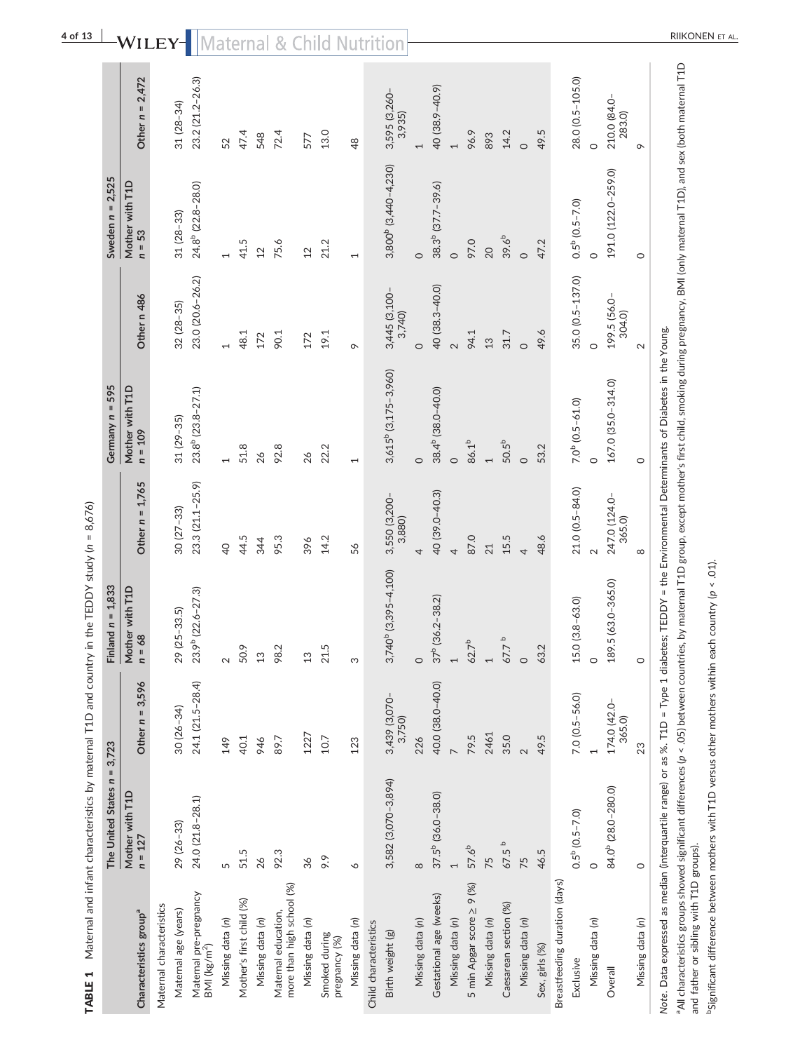**TABLE 1** Maternal and infant characteristics by maternal T1D and country in the TEDDY study (n = 8,676)

| Characteristics group[a] | The United States n = 3,723 | | Finland n = 1,833 | | Germany n = 595 | | Sweden n = 2,525 | |
|---|---|---|---|---|---|---|---|---|
| | Mother with T1D n = 127 | Other n = 3,596 | Mother with T1D n = 68 | Other n = 1,765 | Mother with T1D n = 109 | Other n 486 | Mother with T1D n = 53 | Other n = 2,472 |
| Maternal characteristics | | | | | | | | |
| Maternal age (years) | 29 (26–33) | 30 (26–34) | 29 (25–33.5) | 30 (27–33) | 31 (29–35) | 32 (28–35) | 31 (28–33) | 31 (28–34) |
| Maternal pre-pregnancy BMI (kg/m²) | 24.0 (21.8–28.1) | 24.1 (21.5–28.4) | 23.9[b] (22.6–27.3) | 23.3 (21.1–25.9) | 23.8[b] (23.8–27.1) | 23.0 (20.6–26.2) | 24.8[b] (22.8–28.0) | 23.2 (21.2–26.3) |
| Missing data (n) | 5 | 149 | 2 | 40 | 1 | 1 | 1 | 52 |
| Mother's first child (%) | 51.5 | 40.1 | 50.9 | 44.5 | 51.8 | 48.1 | 41.5 | 47.4 |
| Missing data (n) | 26 | 946 | 13 | 344 | 26 | 172 | 12 | 548 |
| Maternal education, more than high school (%) | 92.3 | 89.7 | 98.2 | 95.3 | 92.8 | 90.1 | 75.6 | 72.4 |
| Missing data (n) | 36 | 1227 | 13 | 396 | 26 | 172 | 12 | 577 |
| Smoked during pregnancy (%) | 9.9 | 10.7 | 21.5 | 14.2 | 22.2 | 19.1 | 21.2 | 13.0 |
| Missing data (n) | 6 | 123 | 3 | 56 | 1 | 9 | 1 | 48 |
| Child characteristics | | | | | | | | |
| Birth weight (g) | 3,582 (3,070–3,894) | 3,439 (3,070–3,750) | 3,740[b] (3,395–4,100) | 3,550 (3,200–3,880) | 3,615[b] (3,175–3,960) | 3,445 (3,100–3,740) | 3,800[b] (3,440–4,230) | 3,595 (3,260–3,935) |
| Missing data (n) | 8 | 226 | 0 | 4 | 0 | 0 | 0 | 1 |
| Gestational age (weeks) | 37.5[b] (36.0–38.0) | 40.0 (38.0–40.0) | 37[b] (36.2–38.2) | 40 (39.0–40.3) | 38.4[b] (38.0–40.0) | 40 (38.3–40.0) | 38.3[b] (37.7–39.6) | 40 (38.9–40.9) |
| Missing data (n) | 1 | 7 | 1 | 4 | 0 | 2 | 0 | 1 |
| 5 min Apgar score ≥ 9 (%) | 57.6[b] | 79.5 | 62.7[b] | 87.0 | 86.1[b] | 94.1 | 97.0 | 96.9 |
| Missing data (n) | 75 | 2461 | 1 | 21 | 1 | 13 | 20 | 893 |
| Caesarean section (%) | 67.5 [b] | 35.0 | 67.7 [b] | 15.5 | 50.5[b] | 31.7 | 39.6[b] | 14.2 |
| Missing data (n) | 75 | 2 | 0 | 4 | 0 | 0 | 0 | 0 |
| Sex, girls (%) | 46.5 | 49.5 | 63.2 | 48.6 | 53.2 | 49.6 | 47.2 | 49.5 |
| Breastfeeding duration (days) | | | | | | | | |
| Exclusive | 0.5[b] (0.5–7.0) | 7.0 (0.5–56.0) | 15.0 (3.8–63.0) | 21.0 (0.5–84.0) | 7.0[b] (0.5–61.0) | 35.0 (0.5–137.0) | 0.5[b] (0.5–7.0) | 28.0 (0.5–105.0) |
| Missing data (n) | 0 | 1 | 0 | 2 | 0 | 0 | 0 | 0 |
| Overall | 84.0[b] (28.0–280.0) | 174.0 (42.0–365.0) | 189.5 (63.0–365.0) | 247.0 (124.0–365.0) | 167.0 (35.0–314.0) | 199.5 (56.0–304.0) | 191.0 (122.0–259.0) | 210.0 (84.0–283.0) |
| Missing data (n) | 0 | 23 | 0 | 8 | 0 | 2 | 0 | 9 |

*Note.* Data expressed as median (interquartile range) or as %. T1D = Type 1 diabetes; TEDDY = the Environmental Determinants of Diabetes in the Young.

[a]All characteristics groups showed significant differences ($p < .05$) between countries, by maternal T1D group, except mother's first child, smoking during pregnancy, BMI (only maternal T1D), and sex (both maternal T1D and father or sibling with T1D groups).

[b]Significant difference between mothers with T1D versus other mothers within each country ($p < .01$).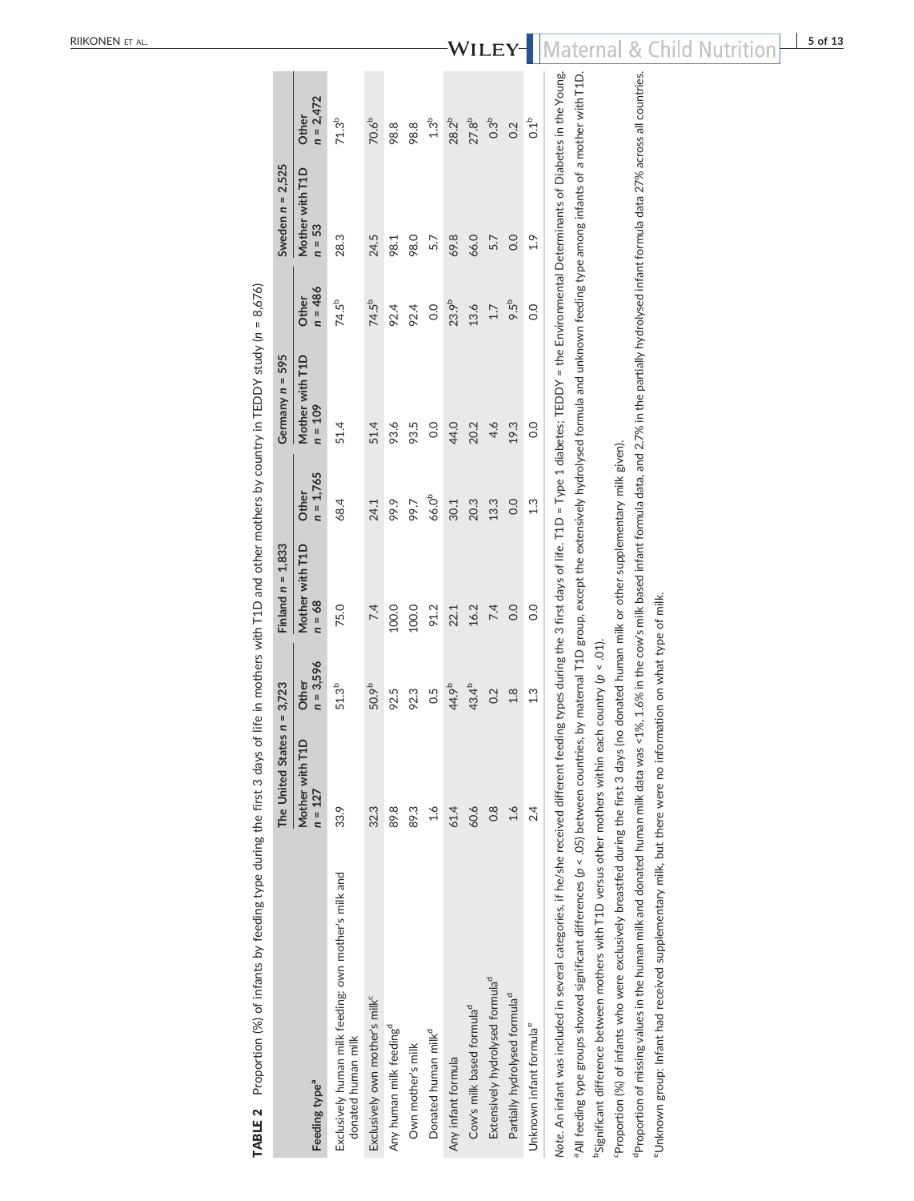**TABLE 2** Proportion (%) of infants by feeding type during the first 3 days of life in mothers with T1D and other mothers by country in TEDDY study ($n$ = 8,676)

| Feeding type[a] | The United States $n$ = 3,723 | | Finland $n$ = 1,833 | | Germany $n$ = 595 | | Sweden $n$ = 2,525 | |
|---|---|---|---|---|---|---|---|---|
| | Mother with T1D $n$ = 127 | Other $n$ = 3,596 | Mother with T1D $n$ = 68 | Other $n$ = 1,765 | Mother with T1D $n$ = 109 | Other $n$ = 486 | Mother with T1D $n$ = 53 | Other $n$ = 2,472 |
| Exclusively human milk feeding: own mother's milk and donated human milk | 33.9 | 51.3[b] | 75.0 | 68.4 | 51.4 | 74.5[b] | 28.3 | 71.3[b] |
| Exclusively own mother's milk[c] | 32.3 | 50.9[b] | 7.4 | 24.1 | 51.4 | 74.5[b] | 24.5 | 70.6[b] |
| Any human milk feeding[d] | 89.8 | 92.5 | 100.0 | 99.9 | 93.6 | 92.4 | 98.1 | 98.8 |
| Own mother's milk | 89.3 | 92.3 | 100.0 | 99.7 | 93.5 | 92.4 | 98.0 | 98.8 |
| Donated human milk[d] | 1.6 | 0.5 | 91.2 | 66.0[b] | 0.0 | 0.0 | 5.7 | 1.3[b] |
| Any infant formula | 61.4 | 44.9[b] | 22.1 | 30.1 | 44.0 | 23.9[b] | 69.8 | 28.2[b] |
| Cow's milk based formula[d] | 60.6 | 43.4[b] | 16.2 | 20.3 | 20.2 | 13.6 | 66.0 | 27.8[b] |
| Extensively hydrolysed formula[d] | 0.8 | 0.2 | 7.4 | 13.3 | 4.6 | 1.7 | 5.7 | 0.3[b] |
| Partially hydrolysed formula[d] | 1.6 | 1.8 | 0.0 | 0.0 | 19.3 | 9.5[b] | 0.0 | 0.2 |
| Unknown infant formula[e] | 2.4 | 1.3 | 0.0 | 1.3 | 0.0 | 0.0 | 1.9 | 0.1[b] |

*Note.* An infant was included in several categories, if he/she received different feeding types during the 3 first days of life. T1D = Type 1 diabetes; TEDDY = the Environmental Determinants of Diabetes in the Young.

[a]All feeding type groups showed significant differences ($p < .05$) between countries, by maternal T1D group, except the extensively hydrolysed formula and unknown feeding type among infants of a mother with T1D.

[b]Significant difference between mothers with T1D versus other mothers within each country ($p < .01$).

[c]Proportion (%) of infants who were exclusively breastfed during the first 3 days (no donated human milk or other supplementary milk given).

[d]Proportion of missing values in the human milk and donated human milk data was <1%, 1.6% in the cow's milk based infant formula data, and 2.7% in the partially hydrolysed infant formula data 27% across all countries.

[e]Unknown group: Infant had received supplementary milk, but there were no information on what type of milk.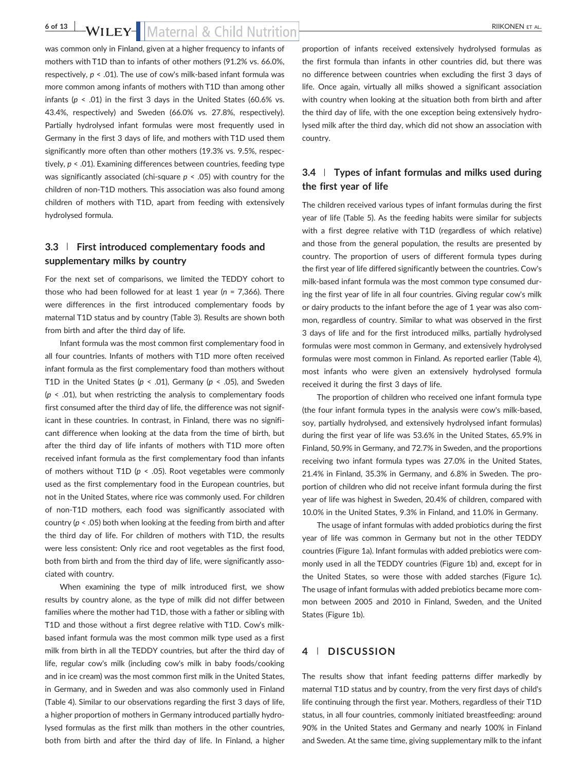was common only in Finland, given at a higher frequency to infants of mothers with T1D than to infants of other mothers (91.2% vs. 66.0%, respectively, $p < .01$). The use of cow's milk-based infant formula was more common among infants of mothers with T1D than among other infants ($p < .01$) in the first 3 days in the United States (60.6% vs. 43.4%, respectively) and Sweden (66.0% vs. 27.8%, respectively). Partially hydrolysed infant formulas were most frequently used in Germany in the first 3 days of life, and mothers with T1D used them significantly more often than other mothers (19.3% vs. 9.5%, respectively, $p < .01$). Examining differences between countries, feeding type was significantly associated (chi-square $p < .05$) with country for the children of non-T1D mothers. This association was also found among children of mothers with T1D, apart from feeding with extensively hydrolysed formula.

### 3.3 | First introduced complementary foods and supplementary milks by country

For the next set of comparisons, we limited the TEDDY cohort to those who had been followed for at least 1 year ($n$ = 7,366). There were differences in the first introduced complementary foods by maternal T1D status and by country (Table 3). Results are shown both from birth and after the third day of life.

Infant formula was the most common first complementary food in all four countries. Infants of mothers with T1D more often received infant formula as the first complementary food than mothers without T1D in the United States ($p < .01$), Germany ($p < .05$), and Sweden ($p < .01$), but when restricting the analysis to complementary foods first consumed after the third day of life, the difference was not significant in these countries. In contrast, in Finland, there was no significant difference when looking at the data from the time of birth, but after the third day of life infants of mothers with T1D more often received infant formula as the first complementary food than infants of mothers without T1D ($p < .05$). Root vegetables were commonly used as the first complementary food in the European countries, but not in the United States, where rice was commonly used. For children of non-T1D mothers, each food was significantly associated with country ($p < .05$) both when looking at the feeding from birth and after the third day of life. For children of mothers with T1D, the results were less consistent: Only rice and root vegetables as the first food, both from birth and from the third day of life, were significantly associated with country.

When examining the type of milk introduced first, we show results by country alone, as the type of milk did not differ between families where the mother had T1D, those with a father or sibling with T1D and those without a first degree relative with T1D. Cow's milk-based infant formula was the most common milk type used as a first milk from birth in all the TEDDY countries, but after the third day of life, regular cow's milk (including cow's milk in baby foods/cooking and in ice cream) was the most common first milk in the United States, in Germany, and in Sweden and was also commonly used in Finland (Table 4). Similar to our observations regarding the first 3 days of life, a higher proportion of mothers in Germany introduced partially hydrolysed formulas as the first milk than mothers in the other countries, both from birth and after the third day of life. In Finland, a higher proportion of infants received extensively hydrolysed formulas as the first formula than infants in other countries did, but there was no difference between countries when excluding the first 3 days of life. Once again, virtually all milks showed a significant association with country when looking at the situation both from birth and after the third day of life, with the one exception being extensively hydrolysed milk after the third day, which did not show an association with country.

### 3.4 | Types of infant formulas and milks used during the first year of life

The children received various types of infant formulas during the first year of life (Table 5). As the feeding habits were similar for subjects with a first degree relative with T1D (regardless of which relative) and those from the general population, the results are presented by country. The proportion of users of different formula types during the first year of life differed significantly between the countries. Cow's milk-based infant formula was the most common type consumed during the first year of life in all four countries. Giving regular cow's milk or dairy products to the infant before the age of 1 year was also common, regardless of country. Similar to what was observed in the first 3 days of life and for the first introduced milks, partially hydrolysed formulas were most common in Germany, and extensively hydrolysed formulas were most common in Finland. As reported earlier (Table 4), most infants who were given an extensively hydrolysed formula received it during the first 3 days of life.

The proportion of children who received one infant formula type (the four infant formula types in the analysis were cow's milk-based, soy, partially hydrolysed, and extensively hydrolysed infant formulas) during the first year of life was 53.6% in the United States, 65.9% in Finland, 50.9% in Germany, and 72.7% in Sweden, and the proportions receiving two infant formula types was 27.0% in the United States, 21.4% in Finland, 35.3% in Germany, and 6.8% in Sweden. The proportion of children who did not receive infant formula during the first year of life was highest in Sweden, 20.4% of children, compared with 10.0% in the United States, 9.3% in Finland, and 11.0% in Germany.

The usage of infant formulas with added probiotics during the first year of life was common in Germany but not in the other TEDDY countries (Figure 1a). Infant formulas with added prebiotics were commonly used in all the TEDDY countries (Figure 1b) and, except for in the United States, so were those with added starches (Figure 1c). The usage of infant formulas with added prebiotics became more common between 2005 and 2010 in Finland, Sweden, and the United States (Figure 1b).

## 4 | DISCUSSION

The results show that infant feeding patterns differ markedly by maternal T1D status and by country, from the very first days of child's life continuing through the first year. Mothers, regardless of their T1D status, in all four countries, commonly initiated breastfeeding: around 90% in the United States and Germany and nearly 100% in Finland and Sweden. At the same time, giving supplementary milk to the infant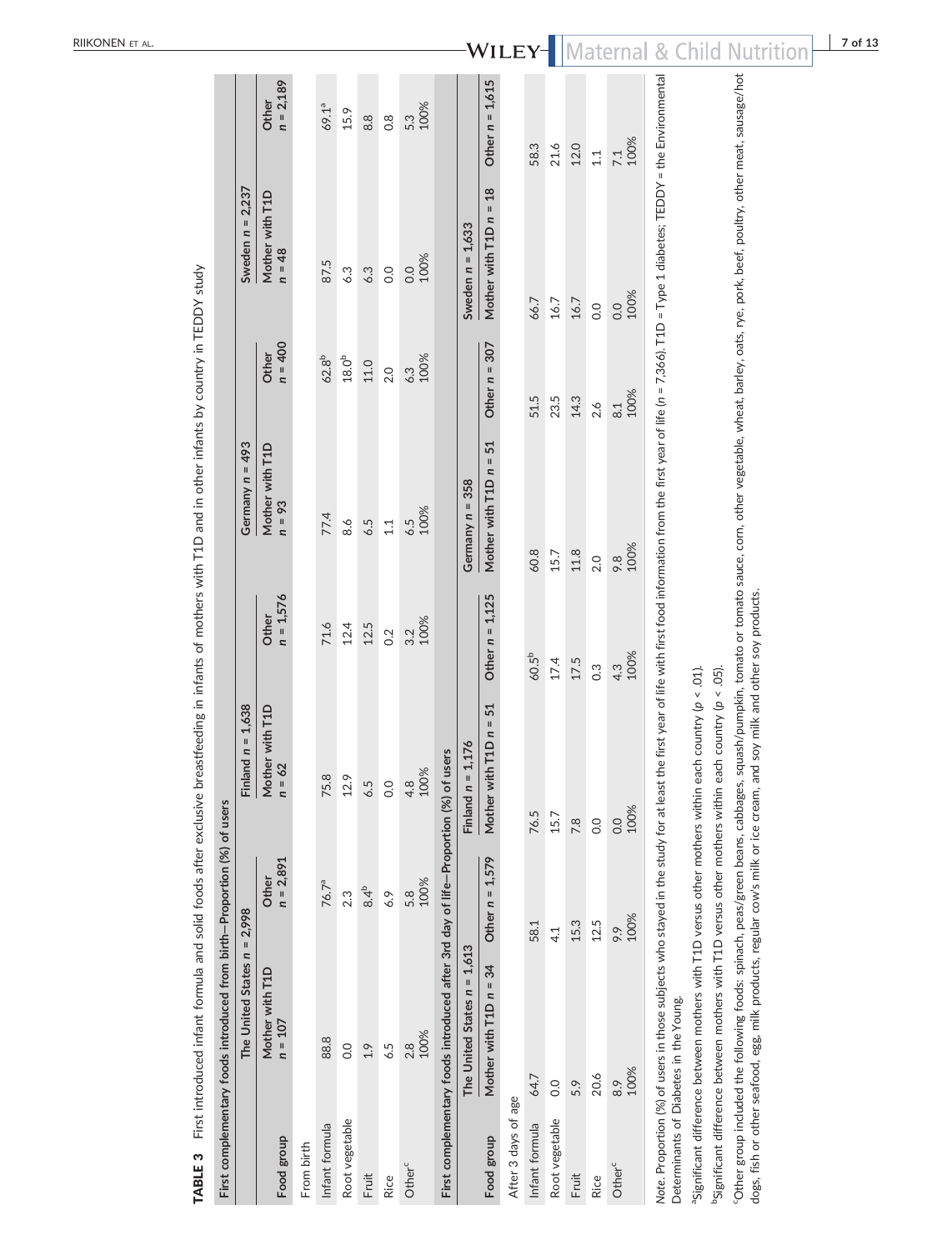**TABLE 3** First introduced infant formula and solid foods after exclusive breastfeeding in infants of mothers with T1D and in other infants by country in TEDDY study

| Food group | The United States $n$ = 2,998 | | Finland $n$ = 1,638 | | Germany $n$ = 493 | | Sweden $n$ = 2,237 | |
|---|---|---|---|---|---|---|---|---|
| | Mother with T1D $n$ = 107 | Other $n$ = 2,891 | Mother with T1D $n$ = 62 | Other $n$ = 1,576 | Mother with T1D $n$ = 93 | Other $n$ = 400 | Mother with T1D $n$ = 48 | Other $n$ = 2,189 |
| **First complementary foods introduced from birth—Proportion (%) of users** | | | | | | | | |
| From birth | | | | | | | | |
| Infant formula | 88.8 | 76.7[a] | 75.8 | 71.6 | 77.4 | 62.8[b] | 87.5 | 69.1[a] |
| Root vegetable | 0.0 | 2.3 | 12.9 | 12.4 | 8.6 | 18.0[b] | 6.3 | 15.9 |
| Fruit | 1.9 | 8.4[b] | 6.5 | 12.5 | 6.5 | 11.0 | 6.3 | 8.8 |
| Rice | 6.5 | 6.9 | 0.0 | 0.2 | 1.1 | 2.0 | 0.0 | 0.8 |
| Other[c] | 2.8<br>100% | 5.8<br>100% | 4.8<br>100% | 3.2<br>100% | 6.5<br>100% | 6.3<br>100% | 0.0<br>100% | 5.3<br>100% |
| **First complementary foods introduced after 3rd day of life—Proportion (%) of users** | | | | | | | | |
| | The United States $n$ = 1,613 | | Finland $n$ = 1,176 | | Germany $n$ = 358 | | Sweden $n$ = 1,633 | |
| Food group | Mother with T1D $n$ = 34 | Other $n$ = 1,579 | Mother with T1D $n$ = 51 | Other $n$ = 1,125 | Mother with T1D $n$ = 51 | Other $n$ = 307 | Mother with T1D $n$ = 18 | Other $n$ = 1,615 |
| After 3 days of age | | | | | | | | |
| Infant formula | 64.7 | 58.1 | 76.5 | 60.5[b] | 60.8 | 51.5 | 66.7 | 58.3 |
| Root vegetable | 0.0 | 4.1 | 15.7 | 17.4 | 15.7 | 23.5 | 16.7 | 21.6 |
| Fruit | 5.9 | 15.3 | 7.8 | 17.5 | 11.8 | 14.3 | 16.7 | 12.0 |
| Rice | 20.6 | 12.5 | 0.0 | 0.3 | 2.0 | 2.6 | 0.0 | 1.1 |
| Other[c] | 8.9<br>100% | 9.9<br>100% | 0.0<br>100% | 4.3<br>100% | 9.8<br>100% | 8.1<br>100% | 0.0<br>100% | 7.1<br>100% |

*Note*. Proportion (%) of users in those subjects who stayed in the study for at least the first year of life with first food information from the first year of life ($n$ = 7,366). T1D = Type 1 diabetes; TEDDY = the Environmental Determinants of Diabetes in the Young.

[a]Significant difference between mothers with T1D versus other mothers within each country ($p$ < .01).

[b]Significant difference between mothers with T1D versus other mothers within each country ($p$ < .05).

[c]Other group included the following foods: spinach, peas/green beans, cabbages, squash/pumpkin, tomato or tomato sauce, corn, other vegetable, wheat, barley, oats, rye, pork, beef, poultry, other meat, sausage/hot dogs, fish or other seafood, egg, milk products, regular cow's milk or ice cream, and soy milk and other soy products.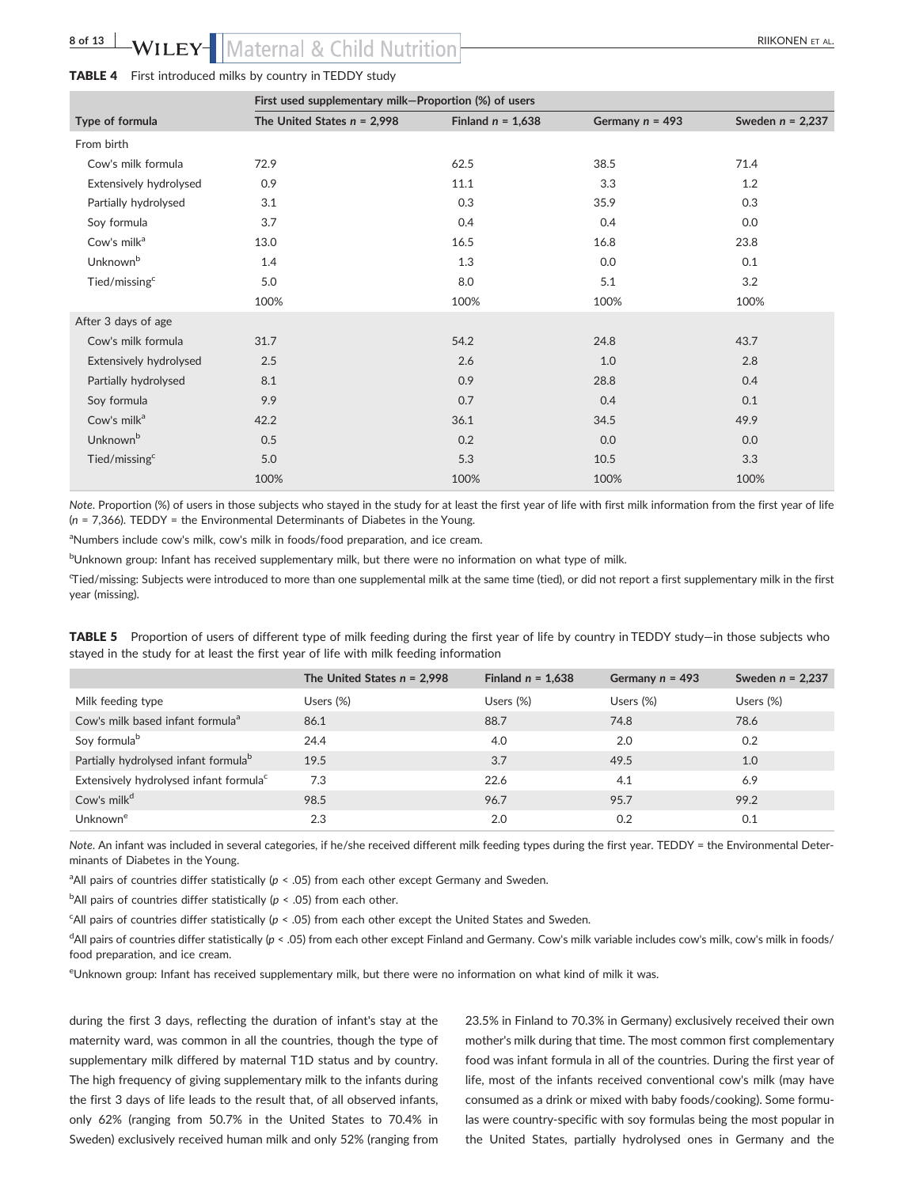**TABLE 4** First introduced milks by country in TEDDY study

| | First used supplementary milk—Proportion (%) of users | | | |
|---|---|---|---|---|
| Type of formula | The United States n = 2,998 | Finland n = 1,638 | Germany n = 493 | Sweden n = 2,237 |
| From birth | | | | |
| Cow's milk formula | 72.9 | 62.5 | 38.5 | 71.4 |
| Extensively hydrolysed | 0.9 | 11.1 | 3.3 | 1.2 |
| Partially hydrolysed | 3.1 | 0.3 | 35.9 | 0.3 |
| Soy formula | 3.7 | 0.4 | 0.4 | 0.0 |
| Cow's milk[a] | 13.0 | 16.5 | 16.8 | 23.8 |
| Unknown[b] | 1.4 | 1.3 | 0.0 | 0.1 |
| Tied/missing[c] | 5.0 | 8.0 | 5.1 | 3.2 |
| | 100% | 100% | 100% | 100% |
| After 3 days of age | | | | |
| Cow's milk formula | 31.7 | 54.2 | 24.8 | 43.7 |
| Extensively hydrolysed | 2.5 | 2.6 | 1.0 | 2.8 |
| Partially hydrolysed | 8.1 | 0.9 | 28.8 | 0.4 |
| Soy formula | 9.9 | 0.7 | 0.4 | 0.1 |
| Cow's milk[a] | 42.2 | 36.1 | 34.5 | 49.9 |
| Unknown[b] | 0.5 | 0.2 | 0.0 | 0.0 |
| Tied/missing[c] | 5.0 | 5.3 | 10.5 | 3.3 |
| | 100% | 100% | 100% | 100% |

*Note*. Proportion (%) of users in those subjects who stayed in the study for at least the first year of life with first milk information from the first year of life (n = 7,366). TEDDY = the Environmental Determinants of Diabetes in the Young.

[a]Numbers include cow's milk, cow's milk in foods/food preparation, and ice cream.

[b]Unknown group: Infant has received supplementary milk, but there were no information on what type of milk.

[c]Tied/missing: Subjects were introduced to more than one supplemental milk at the same time (tied), or did not report a first supplementary milk in the first year (missing).

**TABLE 5** Proportion of users of different type of milk feeding during the first year of life by country in TEDDY study—in those subjects who stayed in the study for at least the first year of life with milk feeding information

| | The United States n = 2,998 | Finland n = 1,638 | Germany n = 493 | Sweden n = 2,237 |
|---|---|---|---|---|
| Milk feeding type | Users (%) | Users (%) | Users (%) | Users (%) |
| Cow's milk based infant formula[a] | 86.1 | 88.7 | 74.8 | 78.6 |
| Soy formula[b] | 24.4 | 4.0 | 2.0 | 0.2 |
| Partially hydrolysed infant formula[b] | 19.5 | 3.7 | 49.5 | 1.0 |
| Extensively hydrolysed infant formula[c] | 7.3 | 22.6 | 4.1 | 6.9 |
| Cow's milk[d] | 98.5 | 96.7 | 95.7 | 99.2 |
| Unknown[e] | 2.3 | 2.0 | 0.2 | 0.1 |

*Note*. An infant was included in several categories, if he/she received different milk feeding types during the first year. TEDDY = the Environmental Determinants of Diabetes in the Young.

[a]All pairs of countries differ statistically ($p < .05$) from each other except Germany and Sweden.

[b]All pairs of countries differ statistically ($p < .05$) from each other.

[c]All pairs of countries differ statistically ($p < .05$) from each other except the United States and Sweden.

[d]All pairs of countries differ statistically ($p < .05$) from each other except Finland and Germany. Cow's milk variable includes cow's milk, cow's milk in foods/food preparation, and ice cream.

[e]Unknown group: Infant has received supplementary milk, but there were no information on what kind of milk it was.

during the first 3 days, reflecting the duration of infant's stay at the maternity ward, was common in all the countries, though the type of supplementary milk differed by maternal T1D status and by country. The high frequency of giving supplementary milk to the infants during the first 3 days of life leads to the result that, of all observed infants, only 62% (ranging from 50.7% in the United States to 70.4% in Sweden) exclusively received human milk and only 52% (ranging from 23.5% in Finland to 70.3% in Germany) exclusively received their own mother's milk during that time. The most common first complementary food was infant formula in all of the countries. During the first year of life, most of the infants received conventional cow's milk (may have consumed as a drink or mixed with baby foods/cooking). Some formulas were country-specific with soy formulas being the most popular in the United States, partially hydrolysed ones in Germany and the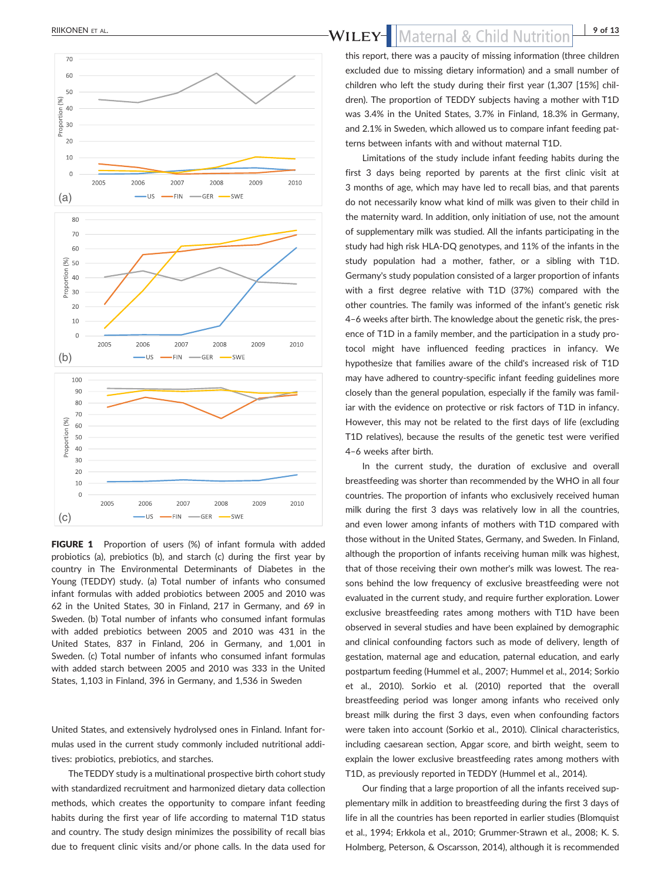FIGURE 1 Proportion of users (%) of infant formula with added probiotics (a), prebiotics (b), and starch (c) during the first year by country in The Environmental Determinants of Diabetes in the Young (TEDDY) study. (a) Total number of infants who consumed infant formulas with added probiotics between 2005 and 2010 was 62 in the United States, 30 in Finland, 217 in Germany, and 69 in Sweden. (b) Total number of infants who consumed infant formulas with added prebiotics between 2005 and 2010 was 431 in the United States, 837 in Finland, 206 in Germany, and 1,001 in Sweden. (c) Total number of infants who consumed infant formulas with added starch between 2005 and 2010 was 333 in the United States, 1,103 in Finland, 396 in Germany, and 1,536 in Sweden

United States, and extensively hydrolysed ones in Finland. Infant formulas used in the current study commonly included nutritional additives: probiotics, prebiotics, and starches.

The TEDDY study is a multinational prospective birth cohort study with standardized recruitment and harmonized dietary data collection methods, which creates the opportunity to compare infant feeding habits during the first year of life according to maternal T1D status and country. The study design minimizes the possibility of recall bias due to frequent clinic visits and/or phone calls. In the data used for this report, there was a paucity of missing information (three children excluded due to missing dietary information) and a small number of children who left the study during their first year (1,307 [15%] children). The proportion of TEDDY subjects having a mother with T1D was 3.4% in the United States, 3.7% in Finland, 18.3% in Germany, and 2.1% in Sweden, which allowed us to compare infant feeding patterns between infants with and without maternal T1D.

Limitations of the study include infant feeding habits during the first 3 days being reported by parents at the first clinic visit at 3 months of age, which may have led to recall bias, and that parents do not necessarily know what kind of milk was given to their child in the maternity ward. In addition, only initiation of use, not the amount of supplementary milk was studied. All the infants participating in the study had high risk HLA-DQ genotypes, and 11% of the infants in the study population had a mother, father, or a sibling with T1D. Germany's study population consisted of a larger proportion of infants with a first degree relative with T1D (37%) compared with the other countries. The family was informed of the infant's genetic risk 4–6 weeks after birth. The knowledge about the genetic risk, the presence of T1D in a family member, and the participation in a study protocol might have influenced feeding practices in infancy. We hypothesize that families aware of the child's increased risk of T1D may have adhered to country-specific infant feeding guidelines more closely than the general population, especially if the family was familiar with the evidence on protective or risk factors of T1D in infancy. However, this may not be related to the first days of life (excluding T1D relatives), because the results of the genetic test were verified 4–6 weeks after birth.

In the current study, the duration of exclusive and overall breastfeeding was shorter than recommended by the WHO in all four countries. The proportion of infants who exclusively received human milk during the first 3 days was relatively low in all the countries, and even lower among infants of mothers with T1D compared with those without in the United States, Germany, and Sweden. In Finland, although the proportion of infants receiving human milk was highest, that of those receiving their own mother's milk was lowest. The reasons behind the low frequency of exclusive breastfeeding were not evaluated in the current study, and require further exploration. Lower exclusive breastfeeding rates among mothers with T1D have been observed in several studies and have been explained by demographic and clinical confounding factors such as mode of delivery, length of gestation, maternal age and education, paternal education, and early postpartum feeding (Hummel et al., 2007; Hummel et al., 2014; Sorkio et al., 2010). Sorkio et al. (2010) reported that the overall breastfeeding period was longer among infants who received only breast milk during the first 3 days, even when confounding factors were taken into account (Sorkio et al., 2010). Clinical characteristics, including caesarean section, Apgar score, and birth weight, seem to explain the lower exclusive breastfeeding rates among mothers with T1D, as previously reported in TEDDY (Hummel et al., 2014).

Our finding that a large proportion of all the infants received supplementary milk in addition to breastfeeding during the first 3 days of life in all the countries has been reported in earlier studies (Blomquist et al., 1994; Erkkola et al., 2010; Grummer-Strawn et al., 2008; K. S. Holmberg, Peterson, & Oscarsson, 2014), although it is recommended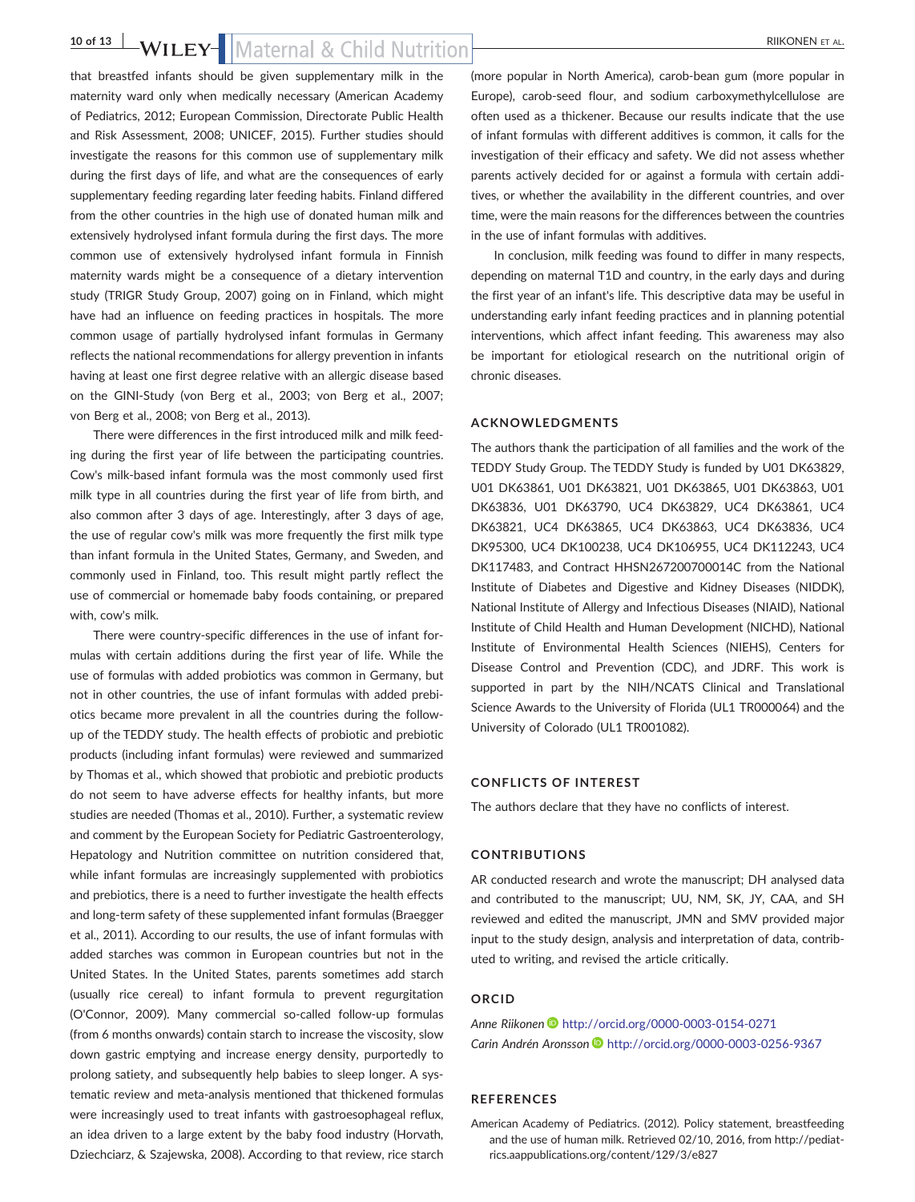that breastfed infants should be given supplementary milk in the maternity ward only when medically necessary (American Academy of Pediatrics, 2012; European Commission, Directorate Public Health and Risk Assessment, 2008; UNICEF, 2015). Further studies should investigate the reasons for this common use of supplementary milk during the first days of life, and what are the consequences of early supplementary feeding regarding later feeding habits. Finland differed from the other countries in the high use of donated human milk and extensively hydrolysed infant formula during the first days. The more common use of extensively hydrolysed infant formula in Finnish maternity wards might be a consequence of a dietary intervention study (TRIGR Study Group, 2007) going on in Finland, which might have had an influence on feeding practices in hospitals. The more common usage of partially hydrolysed infant formulas in Germany reflects the national recommendations for allergy prevention in infants having at least one first degree relative with an allergic disease based on the GINI-Study (von Berg et al., 2003; von Berg et al., 2007; von Berg et al., 2008; von Berg et al., 2013).

There were differences in the first introduced milk and milk feeding during the first year of life between the participating countries. Cow's milk-based infant formula was the most commonly used first milk type in all countries during the first year of life from birth, and also common after 3 days of age. Interestingly, after 3 days of age, the use of regular cow's milk was more frequently the first milk type than infant formula in the United States, Germany, and Sweden, and commonly used in Finland, too. This result might partly reflect the use of commercial or homemade baby foods containing, or prepared with, cow's milk.

There were country-specific differences in the use of infant formulas with certain additions during the first year of life. While the use of formulas with added probiotics was common in Germany, but not in other countries, the use of infant formulas with added prebiotics became more prevalent in all the countries during the follow-up of the TEDDY study. The health effects of probiotic and prebiotic products (including infant formulas) were reviewed and summarized by Thomas et al., which showed that probiotic and prebiotic products do not seem to have adverse effects for healthy infants, but more studies are needed (Thomas et al., 2010). Further, a systematic review and comment by the European Society for Pediatric Gastroenterology, Hepatology and Nutrition committee on nutrition considered that, while infant formulas are increasingly supplemented with probiotics and prebiotics, there is a need to further investigate the health effects and long-term safety of these supplemented infant formulas (Braegger et al., 2011). According to our results, the use of infant formulas with added starches was common in European countries but not in the United States. In the United States, parents sometimes add starch (usually rice cereal) to infant formula to prevent regurgitation (O'Connor, 2009). Many commercial so-called follow-up formulas (from 6 months onwards) contain starch to increase the viscosity, slow down gastric emptying and increase energy density, purportedly to prolong satiety, and subsequently help babies to sleep longer. A systematic review and meta-analysis mentioned that thickened formulas were increasingly used to treat infants with gastroesophageal reflux, an idea driven to a large extent by the baby food industry (Horvath, Dziechciarz, & Szajewska, 2008). According to that review, rice starch (more popular in North America), carob-bean gum (more popular in Europe), carob-seed flour, and sodium carboxymethylcellulose are often used as a thickener. Because our results indicate that the use of infant formulas with different additives is common, it calls for the investigation of their efficacy and safety. We did not assess whether parents actively decided for or against a formula with certain additives, or whether the availability in the different countries, and over time, were the main reasons for the differences between the countries in the use of infant formulas with additives.

In conclusion, milk feeding was found to differ in many respects, depending on maternal T1D and country, in the early days and during the first year of an infant's life. This descriptive data may be useful in understanding early infant feeding practices and in planning potential interventions, which affect infant feeding. This awareness may also be important for etiological research on the nutritional origin of chronic diseases.

## ACKNOWLEDGMENTS

The authors thank the participation of all families and the work of the TEDDY Study Group. The TEDDY Study is funded by U01 DK63829, U01 DK63861, U01 DK63821, U01 DK63865, U01 DK63863, U01 DK63836, U01 DK63790, UC4 DK63829, UC4 DK63861, UC4 DK63821, UC4 DK63865, UC4 DK63863, UC4 DK63836, UC4 DK95300, UC4 DK100238, UC4 DK106955, UC4 DK112243, UC4 DK117483, and Contract HHSN267200700014C from the National Institute of Diabetes and Digestive and Kidney Diseases (NIDDK), National Institute of Allergy and Infectious Diseases (NIAID), National Institute of Child Health and Human Development (NICHD), National Institute of Environmental Health Sciences (NIEHS), Centers for Disease Control and Prevention (CDC), and JDRF. This work is supported in part by the NIH/NCATS Clinical and Translational Science Awards to the University of Florida (UL1 TR000064) and the University of Colorado (UL1 TR001082).

## CONFLICTS OF INTEREST

The authors declare that they have no conflicts of interest.

## CONTRIBUTIONS

AR conducted research and wrote the manuscript; DH analysed data and contributed to the manuscript; UU, NM, SK, JY, CAA, and SH reviewed and edited the manuscript, JMN and SMV provided major input to the study design, analysis and interpretation of data, contributed to writing, and revised the article critically.

## ORCID

*Anne Riikonen* http://orcid.org/0000-0003-0154-0271
*Carin Andrén Aronsson* http://orcid.org/0000-0003-0256-9367

## REFERENCES

American Academy of Pediatrics. (2012). Policy statement, breastfeeding and the use of human milk. Retrieved 02/10, 2016, from http://pediatrics.aappublications.org/content/129/3/e827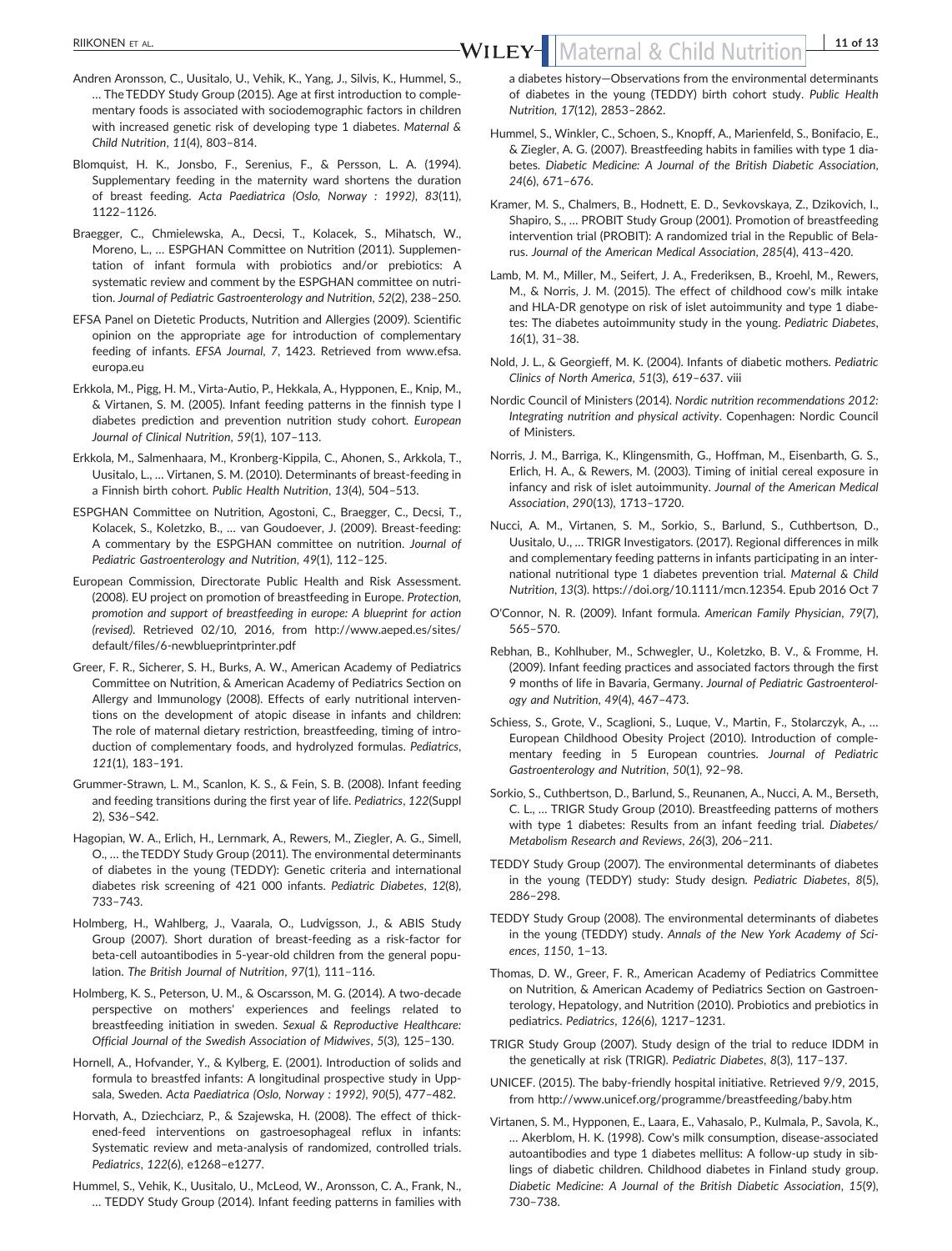Andren Aronsson, C., Uusitalo, U., Vehik, K., Yang, J., Silvis, K., Hummel, S., … The TEDDY Study Group (2015). Age at first introduction to complementary foods is associated with sociodemographic factors in children with increased genetic risk of developing type 1 diabetes. *Maternal & Child Nutrition*, *11*(4), 803–814.

Blomquist, H. K., Jonsbo, F., Serenius, F., & Persson, L. A. (1994). Supplementary feeding in the maternity ward shortens the duration of breast feeding. *Acta Paediatrica (Oslo, Norway : 1992)*, *83*(11), 1122–1126.

Braegger, C., Chmielewska, A., Decsi, T., Kolacek, S., Mihatsch, W., Moreno, L., … ESPGHAN Committee on Nutrition (2011). Supplementation of infant formula with probiotics and/or prebiotics: A systematic review and comment by the ESPGHAN committee on nutrition. *Journal of Pediatric Gastroenterology and Nutrition*, *52*(2), 238–250.

EFSA Panel on Dietetic Products, Nutrition and Allergies (2009). Scientific opinion on the appropriate age for introduction of complementary feeding of infants. *EFSA Journal*, *7*, 1423. Retrieved from www.efsa.europa.eu

Erkkola, M., Pigg, H. M., Virta-Autio, P., Hekkala, A., Hypponen, E., Knip, M., & Virtanen, S. M. (2005). Infant feeding patterns in the finnish type I diabetes prediction and prevention nutrition study cohort. *European Journal of Clinical Nutrition*, *59*(1), 107–113.

Erkkola, M., Salmenhaara, M., Kronberg-Kippila, C., Ahonen, S., Arkkola, T., Uusitalo, L., … Virtanen, S. M. (2010). Determinants of breast-feeding in a Finnish birth cohort. *Public Health Nutrition*, *13*(4), 504–513.

ESPGHAN Committee on Nutrition, Agostoni, C., Braegger, C., Decsi, T., Kolacek, S., Koletzko, B., … van Goudoever, J. (2009). Breast-feeding: A commentary by the ESPGHAN committee on nutrition. *Journal of Pediatric Gastroenterology and Nutrition*, *49*(1), 112–125.

European Commission, Directorate Public Health and Risk Assessment. (2008). EU project on promotion of breastfeeding in Europe. *Protection, promotion and support of breastfeeding in europe: A blueprint for action (revised)*. Retrieved 02/10, 2016, from http://www.aeped.es/sites/default/files/6-newblueprintprinter.pdf

Greer, F. R., Sicherer, S. H., Burks, A. W., American Academy of Pediatrics Committee on Nutrition, & American Academy of Pediatrics Section on Allergy and Immunology (2008). Effects of early nutritional interventions on the development of atopic disease in infants and children: The role of maternal dietary restriction, breastfeeding, timing of introduction of complementary foods, and hydrolyzed formulas. *Pediatrics*, *121*(1), 183–191.

Grummer-Strawn, L. M., Scanlon, K. S., & Fein, S. B. (2008). Infant feeding and feeding transitions during the first year of life. *Pediatrics*, *122*(Suppl 2), S36–S42.

Hagopian, W. A., Erlich, H., Lernmark, A., Rewers, M., Ziegler, A. G., Simell, O., … the TEDDY Study Group (2011). The environmental determinants of diabetes in the young (TEDDY): Genetic criteria and international diabetes risk screening of 421 000 infants. *Pediatric Diabetes*, *12*(8), 733–743.

Holmberg, H., Wahlberg, J., Vaarala, O., Ludvigsson, J., & ABIS Study Group (2007). Short duration of breast-feeding as a risk-factor for beta-cell autoantibodies in 5-year-old children from the general population. *The British Journal of Nutrition*, *97*(1), 111–116.

Holmberg, K. S., Peterson, U. M., & Oscarsson, M. G. (2014). A two-decade perspective on mothers' experiences and feelings related to breastfeeding initiation in sweden. *Sexual & Reproductive Healthcare: Official Journal of the Swedish Association of Midwives*, *5*(3), 125–130.

Hornell, A., Hofvander, Y., & Kylberg, E. (2001). Introduction of solids and formula to breastfed infants: A longitudinal prospective study in Uppsala, Sweden. *Acta Paediatrica (Oslo, Norway : 1992)*, *90*(5), 477–482.

Horvath, A., Dziechciarz, P., & Szajewska, H. (2008). The effect of thickened-feed interventions on gastroesophageal reflux in infants: Systematic review and meta-analysis of randomized, controlled trials. *Pediatrics*, *122*(6), e1268–e1277.

Hummel, S., Vehik, K., Uusitalo, U., McLeod, W., Aronsson, C. A., Frank, N., … TEDDY Study Group (2014). Infant feeding patterns in families with a diabetes history—Observations from the environmental determinants of diabetes in the young (TEDDY) birth cohort study. *Public Health Nutrition*, *17*(12), 2853–2862.

Hummel, S., Winkler, C., Schoen, S., Knopff, A., Marienfeld, S., Bonifacio, E., & Ziegler, A. G. (2007). Breastfeeding habits in families with type 1 diabetes. *Diabetic Medicine: A Journal of the British Diabetic Association*, *24*(6), 671–676.

Kramer, M. S., Chalmers, B., Hodnett, E. D., Sevkovskaya, Z., Dzikovich, I., Shapiro, S., … PROBIT Study Group (2001). Promotion of breastfeeding intervention trial (PROBIT): A randomized trial in the Republic of Belarus. *Journal of the American Medical Association*, *285*(4), 413–420.

Lamb, M. M., Miller, M., Seifert, J. A., Frederiksen, B., Kroehl, M., Rewers, M., & Norris, J. M. (2015). The effect of childhood cow's milk intake and HLA-DR genotype on risk of islet autoimmunity and type 1 diabetes: The diabetes autoimmunity study in the young. *Pediatric Diabetes*, *16*(1), 31–38.

Nold, J. L., & Georgieff, M. K. (2004). Infants of diabetic mothers. *Pediatric Clinics of North America*, *51*(3), 619–637. viii

Nordic Council of Ministers (2014). *Nordic nutrition recommendations 2012: Integrating nutrition and physical activity*. Copenhagen: Nordic Council of Ministers.

Norris, J. M., Barriga, K., Klingensmith, G., Hoffman, M., Eisenbarth, G. S., Erlich, H. A., & Rewers, M. (2003). Timing of initial cereal exposure in infancy and risk of islet autoimmunity. *Journal of the American Medical Association*, *290*(13), 1713–1720.

Nucci, A. M., Virtanen, S. M., Sorkio, S., Barlund, S., Cuthbertson, D., Uusitalo, U., … TRIGR Investigators. (2017). Regional differences in milk and complementary feeding patterns in infants participating in an international nutritional type 1 diabetes prevention trial. *Maternal & Child Nutrition*, *13*(3). https://doi.org/10.1111/mcn.12354. Epub 2016 Oct 7

O'Connor, N. R. (2009). Infant formula. *American Family Physician*, *79*(7), 565–570.

Rebhan, B., Kohlhuber, M., Schwegler, U., Koletzko, B. V., & Fromme, H. (2009). Infant feeding practices and associated factors through the first 9 months of life in Bavaria, Germany. *Journal of Pediatric Gastroenterology and Nutrition*, *49*(4), 467–473.

Schiess, S., Grote, V., Scaglioni, S., Luque, V., Martin, F., Stolarczyk, A., … European Childhood Obesity Project (2010). Introduction of complementary feeding in 5 European countries. *Journal of Pediatric Gastroenterology and Nutrition*, *50*(1), 92–98.

Sorkio, S., Cuthbertson, D., Barlund, S., Reunanen, A., Nucci, A. M., Berseth, C. L., … TRIGR Study Group (2010). Breastfeeding patterns of mothers with type 1 diabetes: Results from an infant feeding trial. *Diabetes/Metabolism Research and Reviews*, *26*(3), 206–211.

TEDDY Study Group (2007). The environmental determinants of diabetes in the young (TEDDY) study: Study design. *Pediatric Diabetes*, *8*(5), 286–298.

TEDDY Study Group (2008). The environmental determinants of diabetes in the young (TEDDY) study. *Annals of the New York Academy of Sciences*, *1150*, 1–13.

Thomas, D. W., Greer, F. R., American Academy of Pediatrics Committee on Nutrition, & American Academy of Pediatrics Section on Gastroenterology, Hepatology, and Nutrition (2010). Probiotics and prebiotics in pediatrics. *Pediatrics*, *126*(6), 1217–1231.

TRIGR Study Group (2007). Study design of the trial to reduce IDDM in the genetically at risk (TRIGR). *Pediatric Diabetes*, *8*(3), 117–137.

UNICEF. (2015). The baby-friendly hospital initiative. Retrieved 9/9, 2015, from http://www.unicef.org/programme/breastfeeding/baby.htm

Virtanen, S. M., Hypponen, E., Laara, E., Vahasalo, P., Kulmala, P., Savola, K., … Akerblom, H. K. (1998). Cow's milk consumption, disease-associated autoantibodies and type 1 diabetes mellitus: A follow-up study in siblings of diabetic children. Childhood diabetes in Finland study group. *Diabetic Medicine: A Journal of the British Diabetic Association*, *15*(9), 730–738.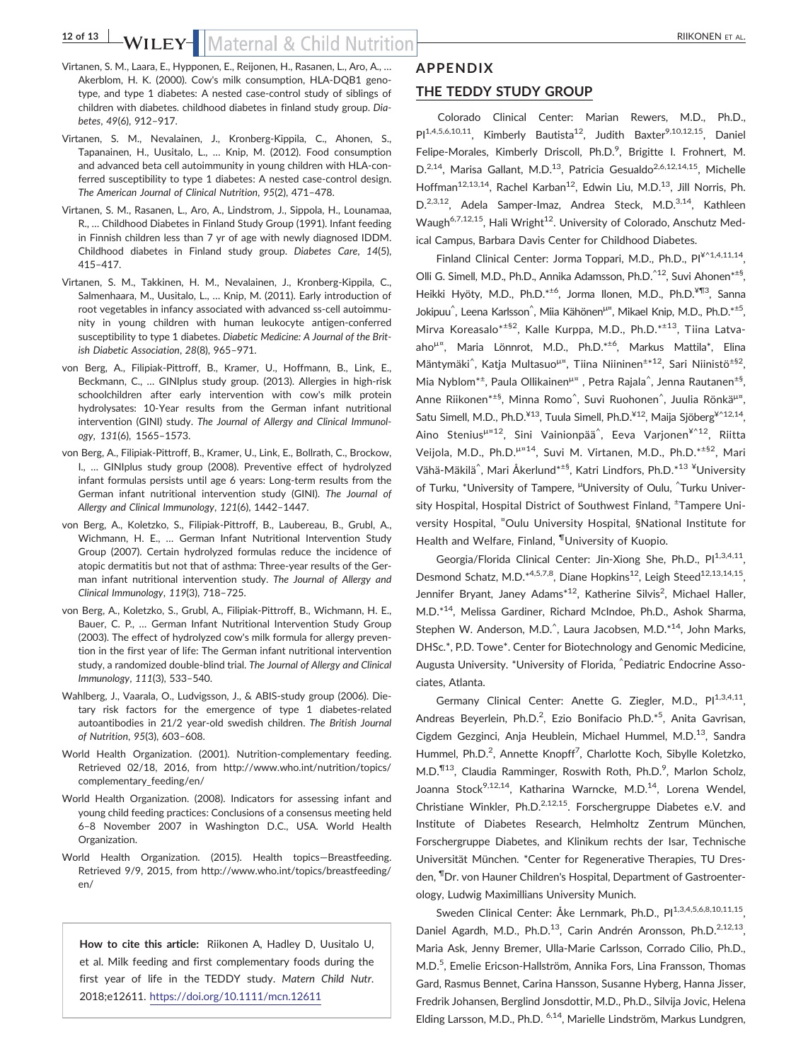Virtanen, S. M., Laara, E., Hypponen, E., Reijonen, H., Rasanen, L., Aro, A., … Akerblom, H. K. (2000). Cow's milk consumption, HLA-DQB1 genotype, and type 1 diabetes: A nested case-control study of siblings of children with diabetes. childhood diabetes in finland study group. *Diabetes*, *49*(6), 912–917.

Virtanen, S. M., Nevalainen, J., Kronberg-Kippila, C., Ahonen, S., Tapanainen, H., Uusitalo, L., … Knip, M. (2012). Food consumption and advanced beta cell autoimmunity in young children with HLA-conferred susceptibility to type 1 diabetes: A nested case-control design. *The American Journal of Clinical Nutrition*, *95*(2), 471–478.

Virtanen, S. M., Rasanen, L., Aro, A., Lindstrom, J., Sippola, H., Lounamaa, R., … Childhood Diabetes in Finland Study Group (1991). Infant feeding in Finnish children less than 7 yr of age with newly diagnosed IDDM. Childhood diabetes in Finland study group. *Diabetes Care*, *14*(5), 415–417.

Virtanen, S. M., Takkinen, H. M., Nevalainen, J., Kronberg-Kippila, C., Salmenhaara, M., Uusitalo, L., … Knip, M. (2011). Early introduction of root vegetables in infancy associated with advanced ss-cell autoimmunity in young children with human leukocyte antigen-conferred susceptibility to type 1 diabetes. *Diabetic Medicine: A Journal of the British Diabetic Association*, *28*(8), 965–971.

von Berg, A., Filipiak-Pittroff, B., Kramer, U., Hoffmann, B., Link, E., Beckmann, C., … GINIplus study group. (2013). Allergies in high-risk schoolchildren after early intervention with cow's milk protein hydrolysates: 10-Year results from the German infant nutritional intervention (GINI) study. *The Journal of Allergy and Clinical Immunology*, *131*(6), 1565–1573.

von Berg, A., Filipiak-Pittroff, B., Kramer, U., Link, E., Bollrath, C., Brockow, I., … GINIplus study group (2008). Preventive effect of hydrolyzed infant formulas persists until age 6 years: Long-term results from the German infant nutritional intervention study (GINI). *The Journal of Allergy and Clinical Immunology*, *121*(6), 1442–1447.

von Berg, A., Koletzko, S., Filipiak-Pittroff, B., Laubereau, B., Grubl, A., Wichmann, H. E., … German Infant Nutritional Intervention Study Group (2007). Certain hydrolyzed formulas reduce the incidence of atopic dermatitis but not that of asthma: Three-year results of the German infant nutritional intervention study. *The Journal of Allergy and Clinical Immunology*, *119*(3), 718–725.

von Berg, A., Koletzko, S., Grubl, A., Filipiak-Pittroff, B., Wichmann, H. E., Bauer, C. P., … German Infant Nutritional Intervention Study Group (2003). The effect of hydrolyzed cow's milk formula for allergy prevention in the first year of life: The German infant nutritional intervention study, a randomized double-blind trial. *The Journal of Allergy and Clinical Immunology*, *111*(3), 533–540.

Wahlberg, J., Vaarala, O., Ludvigsson, J., & ABIS-study group (2006). Dietary risk factors for the emergence of type 1 diabetes-related autoantibodies in 21/2 year-old swedish children. *The British Journal of Nutrition*, *95*(3), 603–608.

World Health Organization. (2001). Nutrition-complementary feeding. Retrieved 02/18, 2016, from http://www.who.int/nutrition/topics/complementary_feeding/en/

World Health Organization. (2008). Indicators for assessing infant and young child feeding practices: Conclusions of a consensus meeting held 6–8 November 2007 in Washington D.C., USA. World Health Organization.

World Health Organization. (2015). Health topics—Breastfeeding. Retrieved 9/9, 2015, from http://www.who.int/topics/breastfeeding/en/

**How to cite this article:** Riikonen A, Hadley D, Uusitalo U, et al. Milk feeding and first complementary foods during the first year of life in the TEDDY study. *Matern Child Nutr*. 2018;e12611. https://doi.org/10.1111/mcn.12611

## APPENDIX

## THE TEDDY STUDY GROUP

Colorado Clinical Center: Marian Rewers, M.D., Ph.D., PI[1,4,5,6,10,11], Kimberly Bautista[12], Judith Baxter[9,10,12,15], Daniel Felipe-Morales, Kimberly Driscoll, Ph.D.[9], Brigitte I. Frohnert, M.D.[2,14], Marisa Gallant, M.D.[13], Patricia Gesualdo[2,6,12,14,15], Michelle Hoffman[12,13,14], Rachel Karban[12], Edwin Liu, M.D.[13], Jill Norris, Ph.D.[2,3,12], Adela Samper-Imaz, Andrea Steck, M.D.[3,14], Kathleen Waugh[6,7,12,15], Hali Wright[12]. University of Colorado, Anschutz Medical Campus, Barbara Davis Center for Childhood Diabetes.

Finland Clinical Center: Jorma Toppari, M.D., Ph.D., PI[¥^1,4,11,14], Olli G. Simell, M.D., Ph.D., Annika Adamsson, Ph.D.[^12], Suvi Ahonen[*±§], Heikki Hyöty, M.D., Ph.D.[*±6], Jorma Ilonen, M.D., Ph.D.[¥¶3], Sanna Jokipuu[^], Leena Karlsson[^], Miia Kähönen[μ¤], Mikael Knip, M.D., Ph.D.[*±5], Mirva Koreasalo[*±§2], Kalle Kurppa, M.D., Ph.D.[*±13], Tiina Latva-aho[μ¤], Maria Lönnrot, M.D., Ph.D.[*±6], Markus Mattila[*], Elina Mäntymäki[^], Katja Multasuo[μ¤], Tiina Niininen[±*12], Sari Niinistö[±§2], Mia Nyblom[*±], Paula Ollikainen[μ¤], Petra Rajala[^], Jenna Rautanen[±§], Anne Riikonen[*±§], Minna Romo[^], Suvi Ruohonen[^], Juulia Rönkä[μ¤], Satu Simell, M.D., Ph.D.[¥13], Tuula Simell, Ph.D.[¥12], Maija Sjöberg[¥^12,14], Aino Stenius[μ¤12], Sini Vainionpää[^], Eeva Varjonen[¥^12], Riitta Veijola, M.D., Ph.D.[μ¤14], Suvi M. Virtanen, M.D., Ph.D.[*±§2], Mari Vähä-Mäkilä[^], Mari Åkerlund[*±§], Katri Lindfors, Ph.D.[*13] ¥University of Turku, *University of Tampere, μUniversity of Oulu, ^Turku University Hospital, Hospital District of Southwest Finland, ±Tampere University Hospital, ¤Oulu University Hospital, §National Institute for Health and Welfare, Finland, ¶University of Kuopio.

Georgia/Florida Clinical Center: Jin-Xiong She, Ph.D., PI[1,3,4,11], Desmond Schatz, M.D.[*4,5,7,8], Diane Hopkins[12], Leigh Steed[12,13,14,15], Jennifer Bryant, Janey Adams[*12], Katherine Silvis[2], Michael Haller, M.D.[*14], Melissa Gardiner, Richard McIndoe, Ph.D., Ashok Sharma, Stephen W. Anderson, M.D.[^], Laura Jacobsen, M.D.[*14], John Marks, DHSc.[*], P.D. Towe[*]. Center for Biotechnology and Genomic Medicine, Augusta University. *University of Florida, ^Pediatric Endocrine Associates, Atlanta.

Germany Clinical Center: Anette G. Ziegler, M.D., PI[1,3,4,11], Andreas Beyerlein, Ph.D.[2], Ezio Bonifacio Ph.D.[*5], Anita Gavrisan, Cigdem Gezginci, Anja Heublein, Michael Hummel, M.D.[13], Sandra Hummel, Ph.D.[2], Annette Knopff[7], Charlotte Koch, Sibylle Koletzko, M.D.[¶13], Claudia Ramminger, Roswith Roth, Ph.D.[9], Marlon Scholz, Joanna Stock[9,12,14], Katharina Warncke, M.D.[14], Lorena Wendel, Christiane Winkler, Ph.D.[2,12,15]. Forschergruppe Diabetes e.V. and Institute of Diabetes Research, Helmholtz Zentrum München, Forschergruppe Diabetes, and Klinikum rechts der Isar, Technische Universität München. *Center for Regenerative Therapies, TU Dresden, ¶Dr. von Hauner Children's Hospital, Department of Gastroenterology, Ludwig Maximillians University Munich.

Sweden Clinical Center: Åke Lernmark, Ph.D., PI[1,3,4,5,6,8,10,11,15], Daniel Agardh, M.D., Ph.D.[13], Carin Andrén Aronsson, Ph.D.[2,12,13], Maria Ask, Jenny Bremer, Ulla-Marie Carlsson, Corrado Cilio, Ph.D., M.D.[5], Emelie Ericson-Hallström, Annika Fors, Lina Fransson, Thomas Gard, Rasmus Bennet, Carina Hansson, Susanne Hyberg, Hanna Jisser, Fredrik Johansen, Berglind Jonsdottir, M.D., Ph.D., Silvija Jovic, Helena Elding Larsson, M.D., Ph.D. [6,14], Marielle Lindström, Markus Lundgren,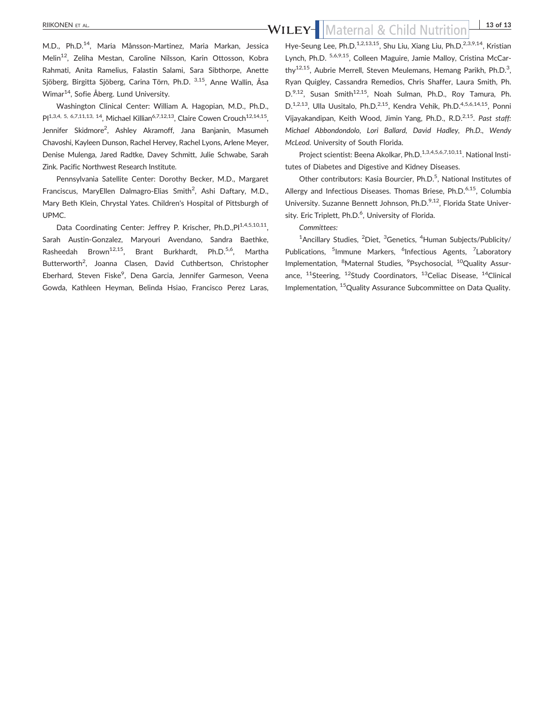M.D., Ph.D.[14], Maria Månsson-Martinez, Maria Markan, Jessica Melin[12], Zeliha Mestan, Caroline Nilsson, Karin Ottosson, Kobra Rahmati, Anita Ramelius, Falastin Salami, Sara Sibthorpe, Anette Sjöberg, Birgitta Sjöberg, Carina Törn, Ph.D. [3,15], Anne Wallin, Åsa Wimar[14], Sofie Åberg. Lund University.

Washington Clinical Center: William A. Hagopian, M.D., Ph.D., PI[1,3,4, 5, 6,7,11,13, 14], Michael Killian[6,7,12,13], Claire Cowen Crouch[12,14,15], Jennifer Skidmore[2], Ashley Akramoff, Jana Banjanin, Masumeh Chavoshi, Kayleen Dunson, Rachel Hervey, Rachel Lyons, Arlene Meyer, Denise Mulenga, Jared Radtke, Davey Schmitt, Julie Schwabe, Sarah Zink. Pacific Northwest Research Institute.

Pennsylvania Satellite Center: Dorothy Becker, M.D., Margaret Franciscus, MaryEllen Dalmagro-Elias Smith[2], Ashi Daftary, M.D., Mary Beth Klein, Chrystal Yates. Children's Hospital of Pittsburgh of UPMC.

Data Coordinating Center: Jeffrey P. Krischer, Ph.D.,PI[1,4,5,10,11], Sarah Austin-Gonzalez, Maryouri Avendano, Sandra Baethke, Rasheedah Brown[12,15], Brant Burkhardt, Ph.D.[5,6], Martha Butterworth[2], Joanna Clasen, David Cuthbertson, Christopher Eberhard, Steven Fiske[9], Dena Garcia, Jennifer Garmeson, Veena Gowda, Kathleen Heyman, Belinda Hsiao, Francisco Perez Laras, Hye-Seung Lee, Ph.D.[1,2,13,15], Shu Liu, Xiang Liu, Ph.D.[2,3,9,14], Kristian Lynch, Ph.D. [5,6,9,15], Colleen Maguire, Jamie Malloy, Cristina McCarthy[12,15], Aubrie Merrell, Steven Meulemans, Hemang Parikh, Ph.D.[3], Ryan Quigley, Cassandra Remedios, Chris Shaffer, Laura Smith, Ph.D.[9,12], Susan Smith[12,15], Noah Sulman, Ph.D., Roy Tamura, Ph.D.[1,2,13], Ulla Uusitalo, Ph.D.[2,15], Kendra Vehik, Ph.D.[4,5,6,14,15], Ponni Vijayakandipan, Keith Wood, Jimin Yang, Ph.D., R.D.[2,15]. *Past staff: Michael Abbondondolo, Lori Ballard, David Hadley, Ph.D., Wendy McLeod*. University of South Florida.

Project scientist: Beena Akolkar, Ph.D.[1,3,4,5,6,7,10,11]. National Institutes of Diabetes and Digestive and Kidney Diseases.

Other contributors: Kasia Bourcier, Ph.D.[5], National Institutes of Allergy and Infectious Diseases. Thomas Briese, Ph.D.[6,15], Columbia University. Suzanne Bennett Johnson, Ph.D.[9,12], Florida State University. Eric Triplett, Ph.D.[6], University of Florida.

*Committees:*

[1]Ancillary Studies, [2]Diet, [3]Genetics, [4]Human Subjects/Publicity/Publications, [5]Immune Markers, [6]Infectious Agents, [7]Laboratory Implementation, [8]Maternal Studies, [9]Psychosocial, [10]Quality Assurance, [11]Steering, [12]Study Coordinators, [13]Celiac Disease, [14]Clinical Implementation, [15]Quality Assurance Subcommittee on Data Quality.